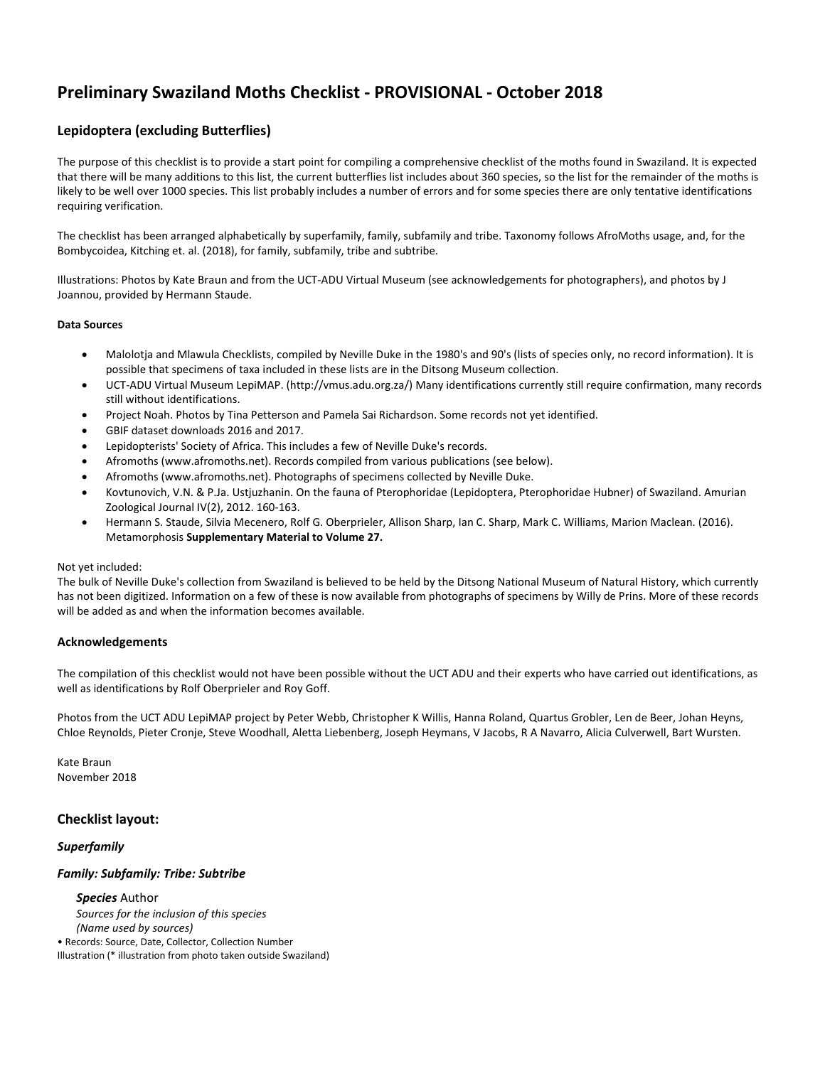# Preliminary Swaziland Moths Checklist - PROVISIONAL - October 2018

## Lepidoptera (excluding Butterflies)

The purpose of this checklist is to provide a start point for compiling a comprehensive checklist of the moths found in Swaziland. It is expected that there will be many additions to this list, the current butterflies list includes about 360 species, so the list for the remainder of the moths is likely to be well over 1000 species. This list probably includes a number of errors and for some species there are only tentative identifications requiring verification.

The checklist has been arranged alphabetically by superfamily, family, subfamily and tribe. Taxonomy follows AfroMoths usage, and, for the Bombycoidea, Kitching et. al. (2018), for family, subfamily, tribe and subtribe.

Illustrations: Photos by Kate Braun and from the UCT-ADU Virtual Museum (see acknowledgements for photographers), and photos by J Joannou, provided by Hermann Staude.

**Data Sources**

- Malolotja and Mlawula Checklists, compiled by Neville Duke in the 1980's and 90's (lists of species only, no record information). It is possible that specimens of taxa included in these lists are in the Ditsong Museum collection.
- UCT-ADU Virtual Museum LepiMAP. (http://vmus.adu.org.za/) Many identifications currently still require confirmation, many records still without identifications.
- Project Noah. Photos by Tina Petterson and Pamela Sai Richardson. Some records not yet identified.
- GBIF dataset downloads 2016 and 2017.
- Lepidopterists' Society of Africa. This includes a few of Neville Duke's records.
- Afromoths (www.afromoths.net). Records compiled from various publications (see below).
- Afromoths (www.afromoths.net). Photographs of specimens collected by Neville Duke.
- Kovtunovich, V.N. & P.Ja. Ustjuzhanin. On the fauna of Pterophoridae (Lepidoptera, Pterophoridae Hubner) of Swaziland. Amurian Zoological Journal IV(2), 2012. 160-163.
- Hermann S. Staude, Silvia Mecenero, Rolf G. Oberprieler, Allison Sharp, Ian C. Sharp, Mark C. Williams, Marion Maclean. (2016). Metamorphosis **Supplementary Material to Volume 27.**

Not yet included:
The bulk of Neville Duke's collection from Swaziland is believed to be held by the Ditsong National Museum of Natural History, which currently has not been digitized. Information on a few of these is now available from photographs of specimens by Willy de Prins. More of these records will be added as and when the information becomes available.

### Acknowledgements

The compilation of this checklist would not have been possible without the UCT ADU and their experts who have carried out identifications, as well as identifications by Rolf Oberprieler and Roy Goff.

Photos from the UCT ADU LepiMAP project by Peter Webb, Christopher K Willis, Hanna Roland, Quartus Grobler, Len de Beer, Johan Heyns, Chloe Reynolds, Pieter Cronje, Steve Woodhall, Aletta Liebenberg, Joseph Heymans, V Jacobs, R A Navarro, Alicia Culverwell, Bart Wursten.

Kate Braun
November 2018

## Checklist layout:

### *Superfamily*

### *Family: Subfamily: Tribe: Subtribe*

***Species*** Author
*Sources for the inclusion of this species*
*(Name used by sources)*
• Records: Source, Date, Collector, Collection Number
Illustration (* illustration from photo taken outside Swaziland)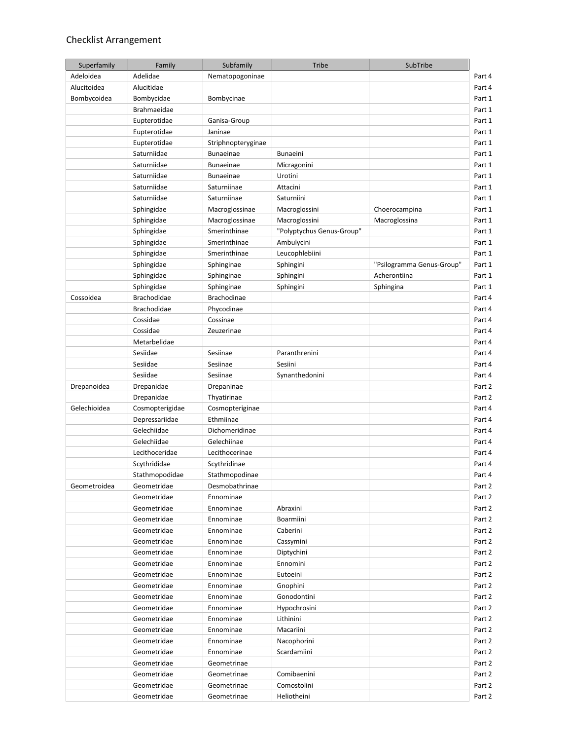## Checklist Arrangement

| Superfamily | Family | Subfamily | Tribe | SubTribe | |
|---|---|---|---|---|---|
| Adeloidea | Adelidae | Nematopogoninae | | | Part 4 |
| Alucitoidea | Alucitidae | | | | Part 4 |
| Bombycoidea | Bombycidae | Bombycinae | | | Part 1 |
| | Brahmaeidae | | | | Part 1 |
| | Eupterotidae | Ganisa-Group | | | Part 1 |
| | Eupterotidae | Janinae | | | Part 1 |
| | Eupterotidae | Striphnopteryginae | | | Part 1 |
| | Saturniidae | Bunaeinae | Bunaeini | | Part 1 |
| | Saturniidae | Bunaeinae | Micragonini | | Part 1 |
| | Saturniidae | Bunaeinae | Urotini | | Part 1 |
| | Saturniidae | Saturniinae | Attacini | | Part 1 |
| | Saturniidae | Saturniinae | Saturniini | | Part 1 |
| | Sphingidae | Macroglossinae | Macroglossini | Choerocampina | Part 1 |
| | Sphingidae | Macroglossinae | Macroglossini | Macroglossina | Part 1 |
| | Sphingidae | Smerinthinae | "Polyptychus Genus-Group" | | Part 1 |
| | Sphingidae | Smerinthinae | Ambulycini | | Part 1 |
| | Sphingidae | Smerinthinae | Leucophlebiini | | Part 1 |
| | Sphingidae | Sphinginae | Sphingini | "Psilogramma Genus-Group" | Part 1 |
| | Sphingidae | Sphinginae | Sphingini | Acherontiina | Part 1 |
| | Sphingidae | Sphinginae | Sphingini | Sphingina | Part 1 |
| Cossoidea | Brachodidae | Brachodinae | | | Part 4 |
| | Brachodidae | Phycodinae | | | Part 4 |
| | Cossidae | Cossinae | | | Part 4 |
| | Cossidae | Zeuzerinae | | | Part 4 |
| | Metarbelidae | | | | Part 4 |
| | Sesiidae | Sesiinae | Paranthrenini | | Part 4 |
| | Sesiidae | Sesiinae | Sesiini | | Part 4 |
| | Sesiidae | Sesiinae | Synanthedonini | | Part 4 |
| Drepanoidea | Drepanidae | Drepaninae | | | Part 2 |
| | Drepanidae | Thyatirinae | | | Part 2 |
| Gelechioidea | Cosmopterigidae | Cosmopteriginae | | | Part 4 |
| | Depressariidae | Ethmiinae | | | Part 4 |
| | Gelechiidae | Dichomeridinae | | | Part 4 |
| | Gelechiidae | Gelechiinae | | | Part 4 |
| | Lecithoceridae | Lecithocerinae | | | Part 4 |
| | Scythrididae | Scythridinae | | | Part 4 |
| | Stathmopodidae | Stathmopodinae | | | Part 4 |
| Geometroidea | Geometridae | Desmobathrinae | | | Part 2 |
| | Geometridae | Ennominae | | | Part 2 |
| | Geometridae | Ennominae | Abraxini | | Part 2 |
| | Geometridae | Ennominae | Boarmiini | | Part 2 |
| | Geometridae | Ennominae | Caberini | | Part 2 |
| | Geometridae | Ennominae | Cassymini | | Part 2 |
| | Geometridae | Ennominae | Diptychini | | Part 2 |
| | Geometridae | Ennominae | Ennomini | | Part 2 |
| | Geometridae | Ennominae | Eutoeini | | Part 2 |
| | Geometridae | Ennominae | Gnophini | | Part 2 |
| | Geometridae | Ennominae | Gonodontini | | Part 2 |
| | Geometridae | Ennominae | Hypochrosini | | Part 2 |
| | Geometridae | Ennominae | Lithinini | | Part 2 |
| | Geometridae | Ennominae | Macariini | | Part 2 |
| | Geometridae | Ennominae | Nacophorini | | Part 2 |
| | Geometridae | Ennominae | Scardamiini | | Part 2 |
| | Geometridae | Geometrinae | | | Part 2 |
| | Geometridae | Geometrinae | Comibaenini | | Part 2 |
| | Geometridae | Geometrinae | Comostolini | | Part 2 |
| | Geometridae | Geometrinae | Heliotheini | | Part 2 |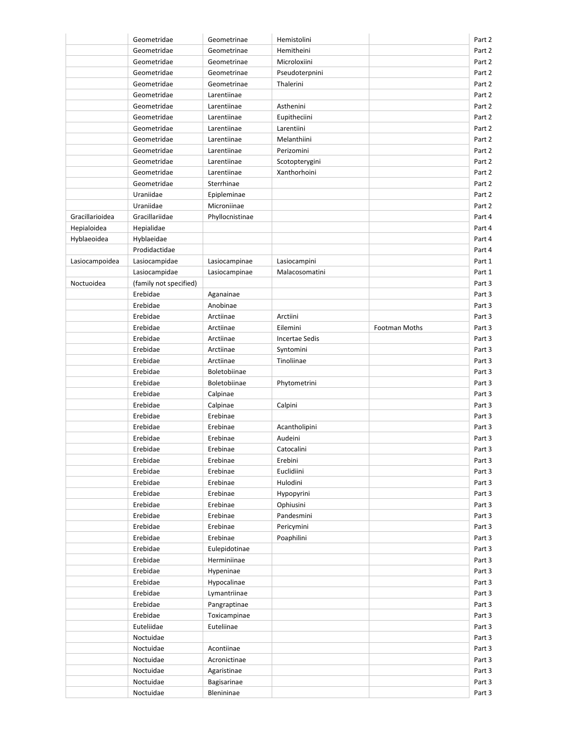| | | | | | |
|---|---|---|---|---|---|
| | Geometridae | Geometrinae | Hemistolini | | Part 2 |
| | Geometridae | Geometrinae | Hemitheini | | Part 2 |
| | Geometridae | Geometrinae | Microloxiini | | Part 2 |
| | Geometridae | Geometrinae | Pseudoterpnini | | Part 2 |
| | Geometridae | Geometrinae | Thalerini | | Part 2 |
| | Geometridae | Larentiinae | | | Part 2 |
| | Geometridae | Larentiinae | Asthenini | | Part 2 |
| | Geometridae | Larentiinae | Eupitheciini | | Part 2 |
| | Geometridae | Larentiinae | Larentiini | | Part 2 |
| | Geometridae | Larentiinae | Melanthiini | | Part 2 |
| | Geometridae | Larentiinae | Perizomini | | Part 2 |
| | Geometridae | Larentiinae | Scotopterygini | | Part 2 |
| | Geometridae | Larentiinae | Xanthorhoini | | Part 2 |
| | Geometridae | Sterrhinae | | | Part 2 |
| | Uraniidae | Epipleminae | | | Part 2 |
| | Uraniidae | Microniinae | | | Part 2 |
| Gracillarioidea | Gracillariidae | Phyllocnistinae | | | Part 4 |
| Hepialoidea | Hepialidae | | | | Part 4 |
| Hyblaeoidea | Hyblaeidae | | | | Part 4 |
| | Prodidactidae | | | | Part 4 |
| Lasiocampoidea | Lasiocampidae | Lasiocampinae | Lasiocampini | | Part 1 |
| | Lasiocampidae | Lasiocampinae | Malacosomatini | | Part 1 |
| Noctuoidea | (family not specified) | | | | Part 3 |
| | Erebidae | Aganainae | | | Part 3 |
| | Erebidae | Anobinae | | | Part 3 |
| | Erebidae | Arctiinae | Arctiini | | Part 3 |
| | Erebidae | Arctiinae | Eilemini | Footman Moths | Part 3 |
| | Erebidae | Arctiinae | Incertae Sedis | | Part 3 |
| | Erebidae | Arctiinae | Syntomini | | Part 3 |
| | Erebidae | Arctiinae | Tinoliinae | | Part 3 |
| | Erebidae | Boletobiinae | | | Part 3 |
| | Erebidae | Boletobiinae | Phytometrini | | Part 3 |
| | Erebidae | Calpinae | | | Part 3 |
| | Erebidae | Calpinae | Calpini | | Part 3 |
| | Erebidae | Erebinae | | | Part 3 |
| | Erebidae | Erebinae | Acantholipini | | Part 3 |
| | Erebidae | Erebinae | Audeini | | Part 3 |
| | Erebidae | Erebinae | Catocalini | | Part 3 |
| | Erebidae | Erebinae | Erebini | | Part 3 |
| | Erebidae | Erebinae | Euclidiini | | Part 3 |
| | Erebidae | Erebinae | Hulodini | | Part 3 |
| | Erebidae | Erebinae | Hypopyrini | | Part 3 |
| | Erebidae | Erebinae | Ophiusini | | Part 3 |
| | Erebidae | Erebinae | Pandesmini | | Part 3 |
| | Erebidae | Erebinae | Pericymini | | Part 3 |
| | Erebidae | Erebinae | Poaphilini | | Part 3 |
| | Erebidae | Eulepidotinae | | | Part 3 |
| | Erebidae | Herminiinae | | | Part 3 |
| | Erebidae | Hypeninae | | | Part 3 |
| | Erebidae | Hypocalinae | | | Part 3 |
| | Erebidae | Lymantriinae | | | Part 3 |
| | Erebidae | Pangraptinae | | | Part 3 |
| | Erebidae | Toxicampinae | | | Part 3 |
| | Euteliidae | Euteliinae | | | Part 3 |
| | Noctuidae | | | | Part 3 |
| | Noctuidae | Acontiinae | | | Part 3 |
| | Noctuidae | Acronictinae | | | Part 3 |
| | Noctuidae | Agaristinae | | | Part 3 |
| | Noctuidae | Bagisarinae | | | Part 3 |
| | Noctuidae | Blenininae | | | Part 3 |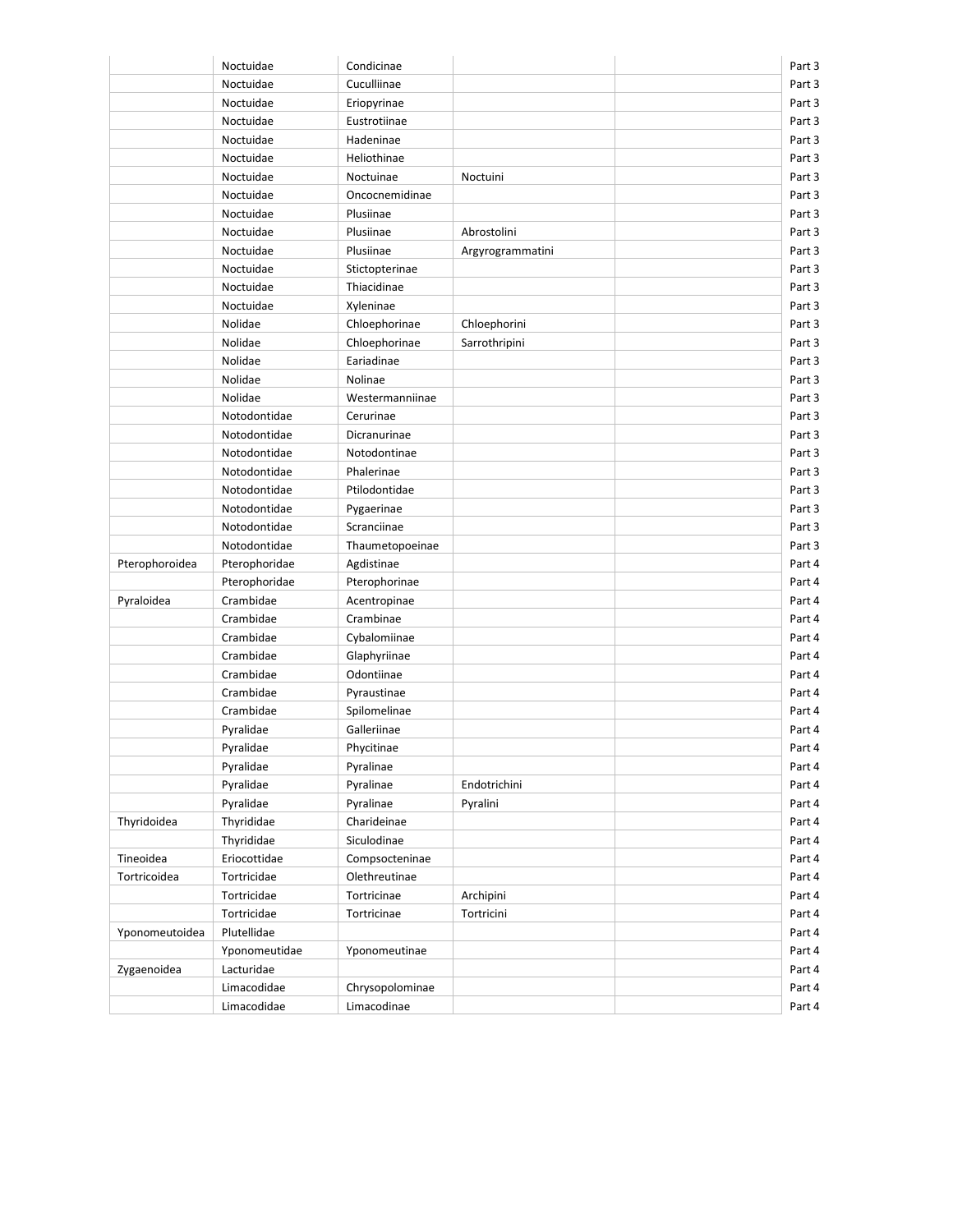| | | | | | |
|---|---|---|---|---|---|
| | Noctuidae | Condicinae | | | Part 3 |
| | Noctuidae | Cuculliinae | | | Part 3 |
| | Noctuidae | Eriopyrinae | | | Part 3 |
| | Noctuidae | Eustrotiinae | | | Part 3 |
| | Noctuidae | Hadeninae | | | Part 3 |
| | Noctuidae | Heliothinae | | | Part 3 |
| | Noctuidae | Noctuinae | Noctuini | | Part 3 |
| | Noctuidae | Oncocnemidinae | | | Part 3 |
| | Noctuidae | Plusiinae | | | Part 3 |
| | Noctuidae | Plusiinae | Abrostolini | | Part 3 |
| | Noctuidae | Plusiinae | Argyrogrammatini | | Part 3 |
| | Noctuidae | Stictopterinae | | | Part 3 |
| | Noctuidae | Thiacidinae | | | Part 3 |
| | Noctuidae | Xyleninae | | | Part 3 |
| | Nolidae | Chloephorinae | Chloephorini | | Part 3 |
| | Nolidae | Chloephorinae | Sarrothripini | | Part 3 |
| | Nolidae | Eariadinae | | | Part 3 |
| | Nolidae | Nolinae | | | Part 3 |
| | Nolidae | Westermanniinae | | | Part 3 |
| | Notodontidae | Cerurinae | | | Part 3 |
| | Notodontidae | Dicranurinae | | | Part 3 |
| | Notodontidae | Notodontinae | | | Part 3 |
| | Notodontidae | Phalerinae | | | Part 3 |
| | Notodontidae | Ptilodontidae | | | Part 3 |
| | Notodontidae | Pygaerinae | | | Part 3 |
| | Notodontidae | Scranciinae | | | Part 3 |
| | Notodontidae | Thaumetopoeinae | | | Part 3 |
| Pterophoroidea | Pterophoridae | Agdistinae | | | Part 4 |
| | Pterophoridae | Pterophorinae | | | Part 4 |
| Pyraloidea | Crambidae | Acentropinae | | | Part 4 |
| | Crambidae | Crambinae | | | Part 4 |
| | Crambidae | Cybalomiinae | | | Part 4 |
| | Crambidae | Glaphyriinae | | | Part 4 |
| | Crambidae | Odontiinae | | | Part 4 |
| | Crambidae | Pyraustinae | | | Part 4 |
| | Crambidae | Spilomelinae | | | Part 4 |
| | Pyralidae | Galleriinae | | | Part 4 |
| | Pyralidae | Phycitinae | | | Part 4 |
| | Pyralidae | Pyralinae | | | Part 4 |
| | Pyralidae | Pyralinae | Endotrichini | | Part 4 |
| | Pyralidae | Pyralinae | Pyralini | | Part 4 |
| Thyridoidea | Thyrididae | Charideinae | | | Part 4 |
| | Thyrididae | Siculodinae | | | Part 4 |
| Tineoidea | Eriocottidae | Compsocteninae | | | Part 4 |
| Tortricoidea | Tortricidae | Olethreutinae | | | Part 4 |
| | Tortricidae | Tortricinae | Archipini | | Part 4 |
| | Tortricidae | Tortricinae | Tortricini | | Part 4 |
| Yponomeutoidea | Plutellidae | | | | Part 4 |
| | Yponomeutidae | Yponomeutinae | | | Part 4 |
| Zygaenoidea | Lacturidae | | | | Part 4 |
| | Limacodidae | Chrysopolominae | | | Part 4 |
| | Limacodidae | Limacodinae | | | Part 4 |